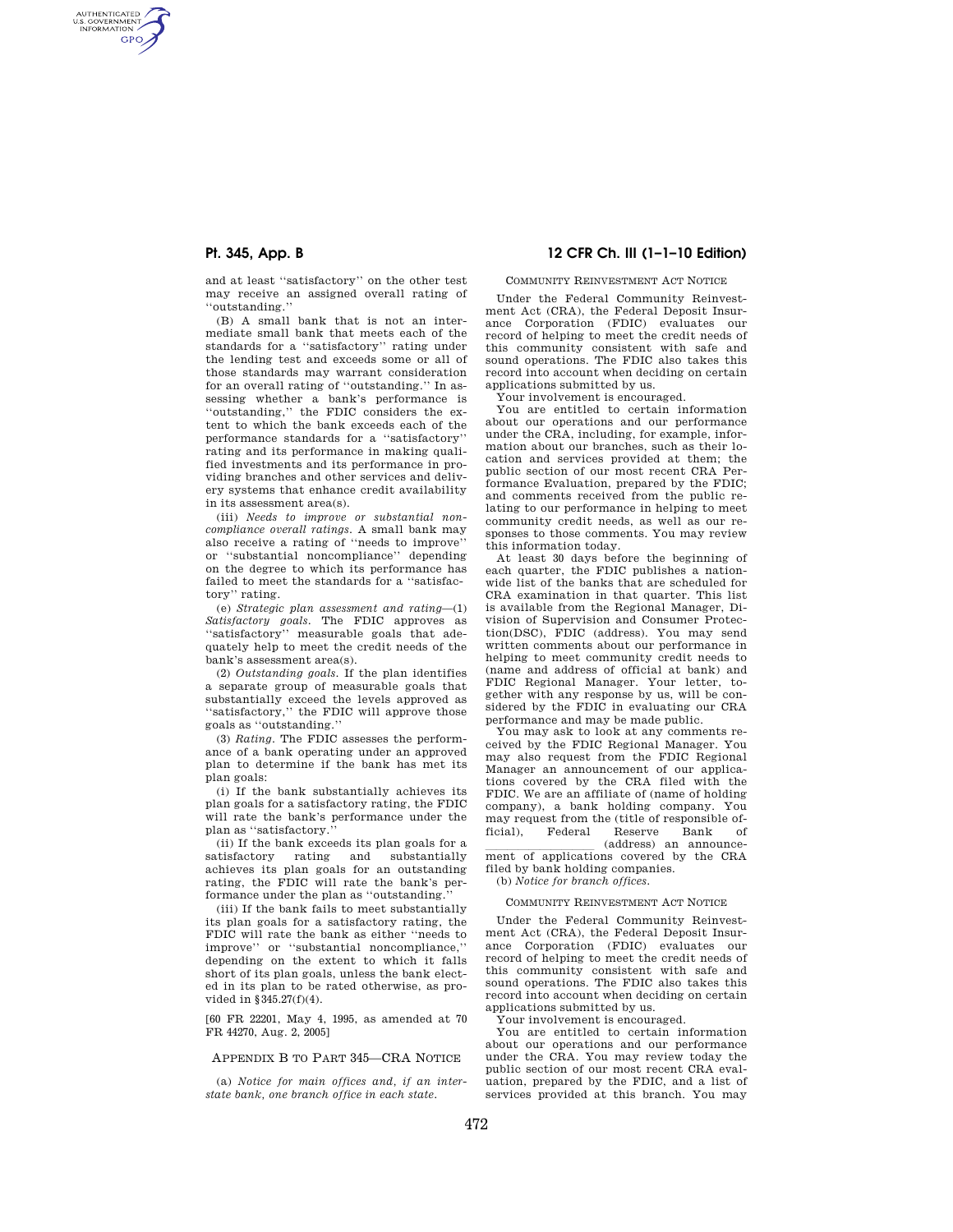and at least "satisfactory" on the other test may receive an assigned overall rating of "outstanding."

(B) A small bank that is not an intermediate small bank that meets each of the standards for a "satisfactory" rating under the lending test and exceeds some or all of those standards may warrant consideration for an overall rating of "outstanding." In assessing whether a bank's performance is "outstanding," the FDIC considers the extent to which the bank exceeds each of the performance standards for a "satisfactory" rating and its performance in making qualified investments and its performance in providing branches and other services and delivery systems that enhance credit availability in its assessment area(s).

(iii) *Needs to improve or substantial noncompliance overall ratings.* A small bank may also receive a rating of "needs to improve" or "substantial noncompliance" depending on the degree to which its performance has failed to meet the standards for a "satisfactory" rating.

(e) *Strategic plan assessment and rating*—(1) *Satisfactory goals.* The FDIC approves as "satisfactory" measurable goals that adequately help to meet the credit needs of the bank's assessment area(s).

(2) *Outstanding goals.* If the plan identifies a separate group of measurable goals that substantially exceed the levels approved as "satisfactory," the FDIC will approve those goals as "outstanding."

(3) *Rating.* The FDIC assesses the performance of a bank operating under an approved plan to determine if the bank has met its plan goals:

(i) If the bank substantially achieves its plan goals for a satisfactory rating, the FDIC will rate the bank's performance under the plan as "satisfactory."

(ii) If the bank exceeds its plan goals for a satisfactory rating and substantially achieves its plan goals for an outstanding rating, the FDIC will rate the bank's performance under the plan as "outstanding."

(iii) If the bank fails to meet substantially its plan goals for a satisfactory rating, the FDIC will rate the bank as either "needs to improve" or "substantial noncompliance," depending on the extent to which it falls short of its plan goals, unless the bank elected in its plan to be rated otherwise, as provided in §345.27(f)(4).

[60 FR 22201, May 4, 1995, as amended at 70 FR 44270, Aug. 2, 2005]

## APPENDIX B TO PART 345—CRA NOTICE

(a) *Notice for main offices and, if an interstate bank, one branch office in each state.*

COMMUNITY REINVESTMENT ACT NOTICE

Under the Federal Community Reinvestment Act (CRA), the Federal Deposit Insurance Corporation (FDIC) evaluates our record of helping to meet the credit needs of this community consistent with safe and sound operations. The FDIC also takes this record into account when deciding on certain applications submitted by us.

Your involvement is encouraged.

You are entitled to certain information about our operations and our performance under the CRA, including, for example, information about our branches, such as their location and services provided at them; the public section of our most recent CRA Performance Evaluation, prepared by the FDIC; and comments received from the public relating to our performance in helping to meet community credit needs, as well as our responses to those comments. You may review this information today.

At least 30 days before the beginning of each quarter, the FDIC publishes a nationwide list of the banks that are scheduled for CRA examination in that quarter. This list is available from the Regional Manager, Division of Supervision and Consumer Protection(DSC), FDIC (address). You may send written comments about our performance in helping to meet community credit needs to (name and address of official at bank) and FDIC Regional Manager. Your letter, together with any response by us, will be considered by the FDIC in evaluating our CRA performance and may be made public.

You may ask to look at any comments received by the FDIC Regional Manager. You may also request from the FDIC Regional Manager an announcement of our applications covered by the CRA filed with the FDIC. We are an affiliate of (name of holding company), a bank holding company. You may request from the (title of responsible official), Federal Reserve Bank of \_\_\_\_\_\_\_\_\_\_\_\_\_\_\_\_ (address) an announcement of applications covered by the CRA filed by bank holding companies.

(b) *Notice for branch offices.*

COMMUNITY REINVESTMENT ACT NOTICE

Under the Federal Community Reinvestment Act (CRA), the Federal Deposit Insurance Corporation (FDIC) evaluates our record of helping to meet the credit needs of this community consistent with safe and sound operations. The FDIC also takes this record into account when deciding on certain applications submitted by us.

Your involvement is encouraged.

You are entitled to certain information about our operations and our performance under the CRA. You may review today the public section of our most recent CRA evaluation, prepared by the FDIC, and a list of services provided at this branch. You may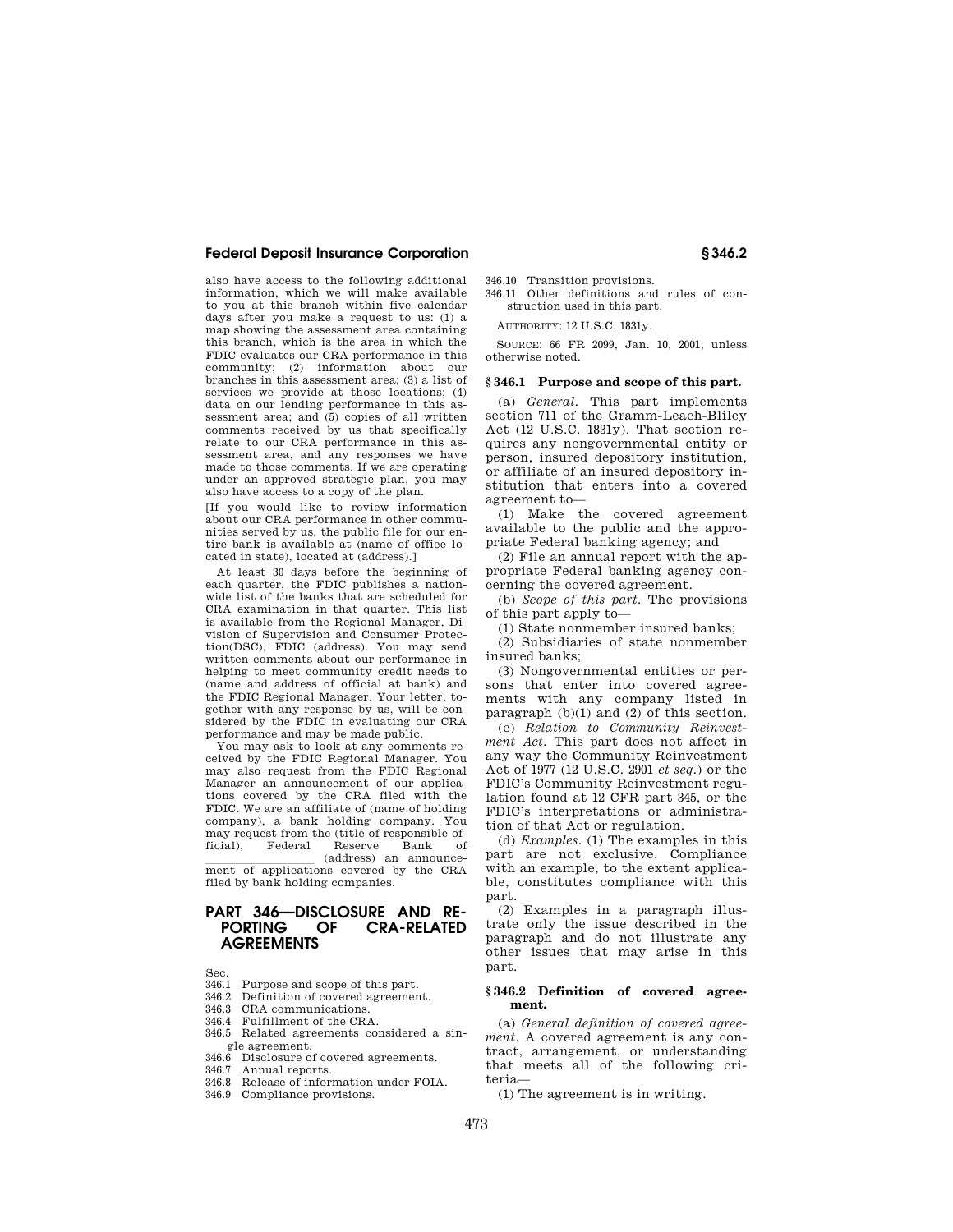also have access to the following additional information, which we will make available to you at this branch within five calendar days after you make a request to us: (1) a map showing the assessment area containing this branch, which is the area in which the FDIC evaluates our CRA performance in this community; (2) information about our branches in this assessment area; (3) a list of services we provide at those locations; (4) data on our lending performance in this assessment area; and (5) copies of all written comments received by us that specifically relate to our CRA performance in this assessment area, and any responses we have made to those comments. If we are operating under an approved strategic plan, you may also have access to a copy of the plan.

[If you would like to review information about our CRA performance in other communities served by us, the public file for our entire bank is available at (name of office located in state), located at (address).]

At least 30 days before the beginning of each quarter, the FDIC publishes a nationwide list of the banks that are scheduled for CRA examination in that quarter. This list is available from the Regional Manager, Division of Supervision and Consumer Protection(DSC), FDIC (address). You may send written comments about our performance in helping to meet community credit needs to (name and address of official at bank) and the FDIC Regional Manager. Your letter, together with any response by us, will be considered by the FDIC in evaluating our CRA performance and may be made public.

You may ask to look at any comments received by the FDIC Regional Manager. You may also request from the FDIC Regional Manager an announcement of our applications covered by the CRA filed with the FDIC. We are an affiliate of (name of holding company), a bank holding company. You may request from the (title of responsible official), Federal Reserve Bank of \_\_\_\_\_\_\_\_\_\_\_\_\_\_\_\_ (address) an announcement of applications covered by the CRA filed by bank holding companies.

# PART 346—DISCLOSURE AND REPORTING OF CRA-RELATED AGREEMENTS

Sec.
346.1 Purpose and scope of this part.
346.2 Definition of covered agreement.
346.3 CRA communications.
346.4 Fulfillment of the CRA.
346.5 Related agreements considered a single agreement.
346.6 Disclosure of covered agreements.
346.7 Annual reports.
346.8 Release of information under FOIA.
346.9 Compliance provisions.
346.10 Transition provisions.
346.11 Other definitions and rules of construction used in this part.

AUTHORITY: 12 U.S.C. 1831y.

SOURCE: 66 FR 2099, Jan. 10, 2001, unless otherwise noted.

## § 346.1 Purpose and scope of this part.

(a) *General.* This part implements section 711 of the Gramm-Leach-Bliley Act (12 U.S.C. 1831y). That section requires any nongovernmental entity or person, insured depository institution, or affiliate of an insured depository institution that enters into a covered agreement to—

(1) Make the covered agreement available to the public and the appropriate Federal banking agency; and

(2) File an annual report with the appropriate Federal banking agency concerning the covered agreement.

(b) *Scope of this part.* The provisions of this part apply to—

(1) State nonmember insured banks;

(2) Subsidiaries of state nonmember insured banks;

(3) Nongovernmental entities or persons that enter into covered agreements with any company listed in paragraph (b)(1) and (2) of this section.

(c) *Relation to Community Reinvestment Act.* This part does not affect in any way the Community Reinvestment Act of 1977 (12 U.S.C. 2901 *et seq.*) or the FDIC's Community Reinvestment regulation found at 12 CFR part 345, or the FDIC's interpretations or administration of that Act or regulation.

(d) *Examples.* (1) The examples in this part are not exclusive. Compliance with an example, to the extent applicable, constitutes compliance with this part.

(2) Examples in a paragraph illustrate only the issue described in the paragraph and do not illustrate any other issues that may arise in this part.

## § 346.2 Definition of covered agreement.

(a) *General definition of covered agreement.* A covered agreement is any contract, arrangement, or understanding that meets all of the following criteria—

(1) The agreement is in writing.